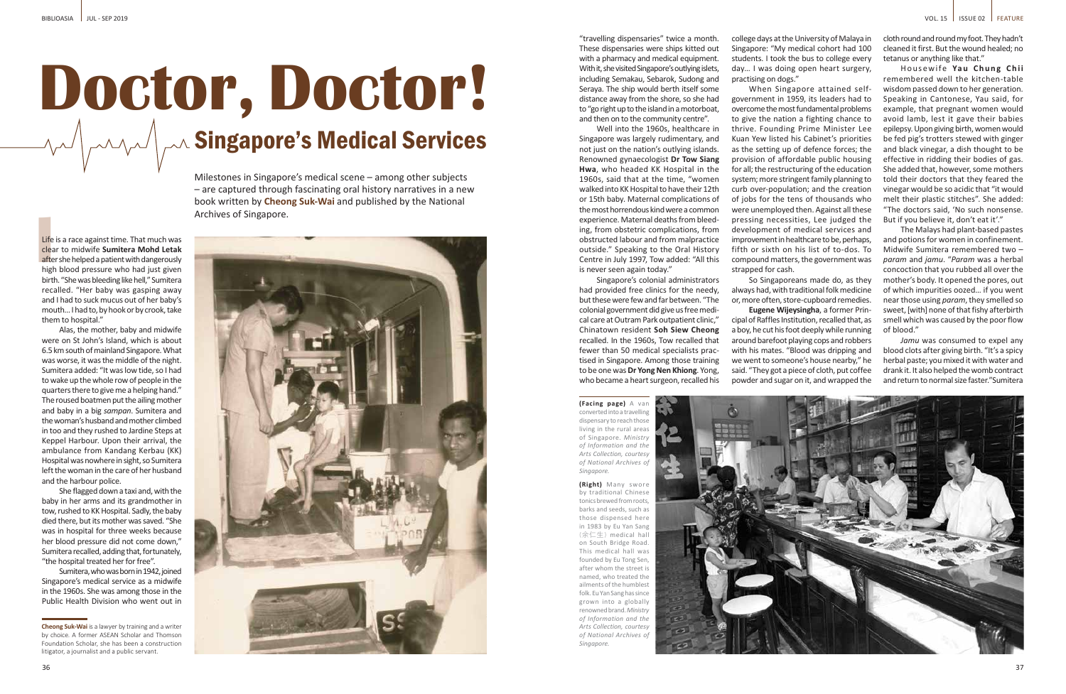# Doctor, Doctor!

## Singapore's Medical Services

Milestones in Singapore's medical scene – among other subjects – are captured through fascinating oral history narratives in a new book written by **Cheong Suk-Wai** and published by the National Archives of Singapore.

Life is a race against time. That much was clear to midwife **Sumitera Mohd Letak** after she helped a patient with dangerously high blood pressure who had just given birth. "She was bleeding like hell," Sumitera recalled. "Her baby was gasping away and I had to suck mucus out of her baby's mouth... I had to, by hook or by crook, take them to hospital."

Alas, the mother, baby and midwife were on St John's Island, which is about 6.5 km south of mainland Singapore. What was worse, it was the middle of the night. Sumitera added: "It was low tide, so I had to wake up the whole row of people in the quarters there to give me a helping hand." The roused boatmen put the ailing mother and baby in a big *sampan*. Sumitera and the woman's husband and mother climbed in too and they rushed to Jardine Steps at Keppel Harbour. Upon their arrival, the ambulance from Kandang Kerbau (KK) Hospital was nowhere in sight, so Sumitera left the woman in the care of her husband and the harbour police.

She flagged down a taxi and, with the baby in her arms and its grandmother in tow, rushed to KK Hospital. Sadly, the baby died there, but its mother was saved. "She was in hospital for three weeks because her blood pressure did not come down," Sumitera recalled, adding that, fortunately, "the hospital treated her for free".

Sumitera, who was born in 1942, joined Singapore's medical service as a midwife in the 1960s. She was among those in the Public Health Division who went out in "travelling dispensaries" twice a month. These dispensaries were ships kitted out with a pharmacy and medical equipment. With it, she visited Singapore's outlying islets, including Semakau, Sebarok, Sudong and Seraya. The ship would berth itself some distance away from the shore, so she had to "go right up to the island in a motorboat, and then on to the community centre".

Well into the 1960s, healthcare in Singapore was largely rudimentary, and not just on the nation's outlying islands. Renowned gynaecologist **Dr Tow Siang Hwa**, who headed KK Hospital in the 1960s, said that at the time, "women walked into KK Hospital to have their 12th or 15th baby. Maternal complications of the most horrendous kind were a common experience. Maternal deaths from bleeding, from obstetric complications, from obstructed labour and from malpractice outside." Speaking to the Oral History Centre in July 1997, Tow added: "All this is never seen again today."

Singapore's colonial administrators had provided free clinics for the needy, but these were few and far between. "The colonial government did give us free medical care at Outram Park outpatient clinic," Chinatown resident **Soh Siew Cheong** recalled. In the 1960s, Tow recalled that fewer than 50 medical specialists practised in Singapore. Among those training to be one was **Dr Yong Nen Khiong**. Yong, who became a heart surgeon, recalled his college days at the University of Malaya in Singapore: "My medical cohort had 100 students. I took the bus to college every day... I was doing open heart surgery, practising on dogs."

When Singapore attained self-government in 1959, its leaders had to overcome the most fundamental problems to give the nation a fighting chance to thrive. Founding Prime Minister Lee Kuan Yew listed his Cabinet's priorities as the setting up of defence forces; the provision of affordable public housing for all; the restructuring of the education system; more stringent family planning to curb over-population; and the creation of jobs for the tens of thousands who were unemployed then. Against all these pressing necessities, Lee judged the development of medical services and improvement in healthcare to be, perhaps, fifth or sixth on his list of to-dos. To compound matters, the government was strapped for cash.

So Singaporeans made do, as they always had, with traditional folk medicine or, more often, store-cupboard remedies.

**Eugene Wijeysingha**, a former Principal of Raffles Institution, recalled that, as a boy, he cut his foot deeply while running around barefoot playing cops and robbers with his mates. "Blood was dripping and we went to someone's house nearby," he said. "They got a piece of cloth, put coffee powder and sugar on it, and wrapped the cloth round and round my foot. They hadn't cleaned it first. But the wound healed; no tetanus or anything like that."

Housewife **Yau Chung Chii** remembered well the kitchen-table wisdom passed down to her generation. Speaking in Cantonese, Yau said, for example, that pregnant women would avoid lamb, lest it gave their babies epilepsy. Upon giving birth, women would be fed pig's trotters stewed with ginger and black vinegar, a dish thought to be effective in ridding their bodies of gas. She added that, however, some mothers told their doctors that they feared the vinegar would be so acidic that "it would melt their plastic stitches". She added: "The doctors said, 'No such nonsense. But if you believe it, don't eat it'."

The Malays had plant-based pastes and potions for women in confinement. Midwife Sumitera remembered two – *param* and *jamu*. "*Param* was a herbal concoction that you rubbed all over the mother's body. It opened the pores, out of which impurities oozed... if you went near those using *param*, they smelled so sweet, [with] none of that fishy afterbirth smell which was caused by the poor flow of blood."

*Jamu* was consumed to expel any blood clots after giving birth. "It's a spicy herbal paste; you mixed it with water and drank it. It also helped the womb contract and return to normal size faster." Sumitera

**Cheong Suk-Wai** is a lawyer by training and a writer by choice. A former ASEAN Scholar and Thomson Foundation Scholar, she has been a construction litigator, a journalist and a public servant.

**(Facing page)** A van converted into a travelling dispensary to reach those living in the rural areas of Singapore. *Ministry of Information and the Arts Collection, courtesy of National Archives of Singapore.*

**(Right)** Many swore by traditional Chinese tonics brewed from roots, barks and seeds, such as those dispensed here in 1983 by Eu Yan Sang（余仁生）medical hall on South Bridge Road. This medical hall was founded by Eu Tong Sen, after whom the street is named, who treated the ailments of the humblest folk. Eu Yan Sang has since grown into a globally renowned brand. *Ministry of Information and the Arts Collection, courtesy of National Archives of Singapore.*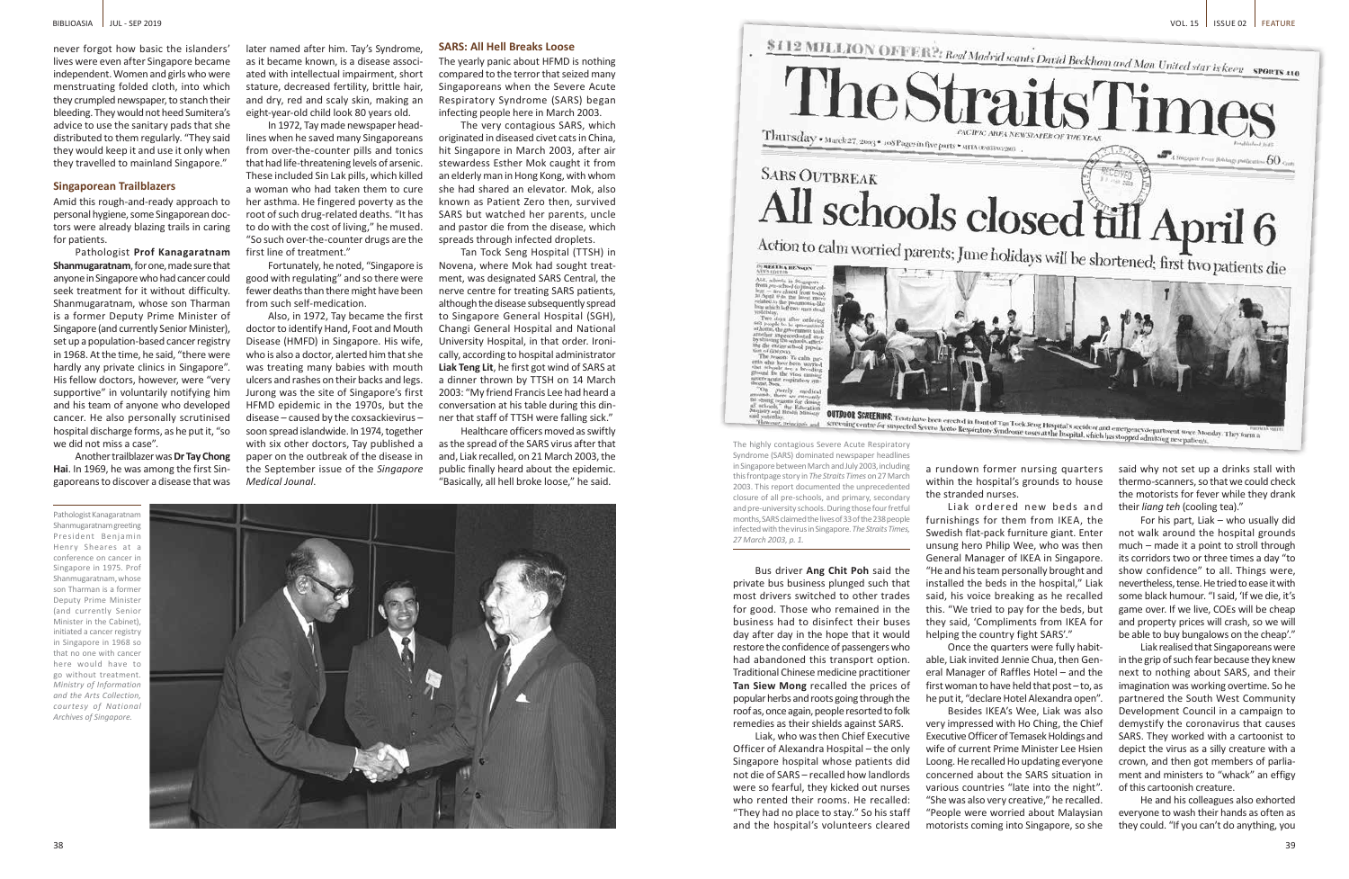never forgot how basic the islanders' lives were even after Singapore became independent. Women and girls who were menstruating folded cloth, into which they crumpled newspaper, to stanch their bleeding. They would not heed Sumitera's advice to use the sanitary pads that she distributed to them regularly. "They said they would keep it and use it only when they travelled to mainland Singapore."

### Singaporean Trailblazers

Amid this rough-and-ready approach to personal hygiene, some Singaporean doctors were already blazing trails in caring for patients.

Pathologist **Prof Kanagaratnam Shanmugaratnam**, for one, made sure that anyone in Singapore who had cancer could seek treatment for it without difficulty. Shanmugaratnam, whose son Tharman is a former Deputy Prime Minister of Singapore (and currently Senior Minister), set up a population-based cancer registry in 1968. At the time, he said, "there were hardly any private clinics in Singapore". His fellow doctors, however, were "very supportive" in voluntarily notifying him and his team of anyone who developed cancer. He also personally scrutinised hospital discharge forms, as he put it, "so we did not miss a case".

Another trailblazer was **Dr Tay Chong Hai**. In 1969, he was among the first Singaporeans to discover a disease that was later named after him. Tay's Syndrome, as it became known, is a disease associated with intellectual impairment, short stature, decreased fertility, brittle hair, and dry, red and scaly skin, making an eight-year-old child look 80 years old.

In 1972, Tay made newspaper headlines when he saved many Singaporeans from over-the-counter pills and tonics that had life-threatening levels of arsenic. These included Sin Lak pills, which killed a woman who had taken them to cure her asthma. He fingered poverty as the root of such drug-related deaths. "It has to do with the cost of living," he mused. "So such over-the-counter drugs are the first line of treatment."

Fortunately, he noted, "Singapore is good with regulating" and so there were fewer deaths than there might have been from such self-medication.

Also, in 1972, Tay became the first doctor to identify Hand, Foot and Mouth Disease (HMFD) in Singapore. His wife, who is also a doctor, alerted him that she was treating many babies with mouth ulcers and rashes on their backs and legs. Jurong was the site of Singapore's first HFMD epidemic in the 1970s, but the disease – caused by the coxsackievirus – soon spread islandwide. In 1975, together with six other doctors, Tay published a paper on the outbreak of the disease in the September issue of the *Singapore Medical Jounal*.

Pathologist Kanagaratnam Shanmugaratnam greeting President Benjamin Henry Sheares at a conference on cancer in Singapore in 1975. Prof Shanmugaratnam, whose son Tharman is a former Deputy Prime Minister (and currently Senior Minister in the Cabinet), initiated a cancer registry in Singapore in 1968 so that no one with cancer here would have to go without treatment. *Ministry of Information and the Arts Collection, courtesy of National Archives of Singapore.*

### SARS: All Hell Breaks Loose

The yearly panic about HFMD is nothing compared to the terror that seized many Singaporeans when the Severe Acute Respiratory Syndrome (SARS) began infecting people here in March 2003.

The very contagious SARS, which originated in diseased civet cats in China, hit Singapore in March 2003, after air stewardess Esther Mok caught it from an elderly man in Hong Kong, with whom she had shared an elevator. Mok, also known as Patient Zero then, survived SARS but watched her parents, uncle and pastor die from the disease, which spreads through infected droplets.

Tan Tock Seng Hospital (TTSH) in Novena, where Mok had sought treatment, was designated SARS Central, the nerve centre for treating SARS patients, although the disease subsequently spread to Singapore General Hospital (SGH), Changi General Hospital and National University Hospital, in that order. Ironically, according to hospital administrator **Liak Teng Lit**, he first got wind of SARS at a dinner thrown by TTSH on 14 March 2003: "My friend Francis Lee had heard a conversation at his table during this dinner that staff of TTSH were falling sick."

Healthcare officers moved as swiftly as the spread of the SARS virus after that and, Liak recalled, on 21 March 2003, the public finally heard about the epidemic. "Basically, all hell broke loose," he said.

The highly contagious Severe Acute Respiratory Syndrome (SARS) dominated newspaper headlines in Singapore between March and July 2003, including this frontpage story in *The Straits Times* on 27 March 2003. This report documented the unprecedented closure of all pre-schools, and primary, secondary and pre-university schools. During those four fretful months, SARS claimed the lives of 33 of the 238 people infected with the virus in Singapore. *The Straits Times, 27 March 2003, p. 1.*

Bus driver **Ang Chit Poh** said the private bus business plunged such that most drivers switched to other trades for good. Those who remained in the business had to disinfect their buses day after day in the hope that it would restore the confidence of passengers who had abandoned this transport option. Traditional Chinese medicine practitioner **Tan Siew Mong** recalled the prices of popular herbs and roots going through the roof as, once again, people resorted to folk remedies as their shields against SARS.

Liak, who was then Chief Executive Officer of Alexandra Hospital – the only Singapore hospital whose patients did not die of SARS – recalled how landlords were so fearful, they kicked out nurses who rented their rooms. He recalled: "They had no place to stay." So his staff and the hospital's volunteers cleared a rundown former nursing quarters within the hospital's grounds to house the stranded nurses.

Liak ordered new beds and furnishings for them from IKEA, the Swedish flat-pack furniture giant. Enter unsung hero Philip Wee, who was then General Manager of IKEA in Singapore. "He and his team personally brought and installed the beds in the hospital," Liak said, his voice breaking as he recalled this. "We tried to pay for the beds, but they said, 'Compliments from IKEA for helping the country fight SARS'."

Once the quarters were fully habitable, Liak invited Jennie Chua, then General Manager of Raffles Hotel – and the first woman to have held that post – to, as he put it, "declare Hotel Alexandra open".

Besides IKEA's Wee, Liak was also very impressed with Ho Ching, the Chief Executive Officer of Temasek Holdings and wife of current Prime Minister Lee Hsien Loong. He recalled Ho updating everyone concerned about the SARS situation in various countries "late into the night". "She was also very creative," he recalled. "People were worried about Malaysian motorists coming into Singapore, so she said why not set up a drinks stall with thermo-scanners, so that we could check the motorists for fever while they drank their *liang teh* (cooling tea)."

For his part, Liak – who usually did not walk around the hospital grounds much – made it a point to stroll through its corridors two or three times a day "to show confidence" to all. Things were, nevertheless, tense. He tried to ease it with some black humour. "I said, 'If we die, it's game over. If we live, COEs will be cheap and property prices will crash, so we will be able to buy bungalows on the cheap'."

Liak realised that Singaporeans were in the grip of such fear because they knew next to nothing about SARS, and their imagination was working overtime. So he partnered the South West Community Development Council in a campaign to demystify the coronavirus that causes SARS. They worked with a cartoonist to depict the virus as a silly creature with a crown, and then got members of parliament and ministers to "whack" an effigy of this cartoonish creature.

He and his colleagues also exhorted everyone to wash their hands as often as they could. "If you can't do anything, you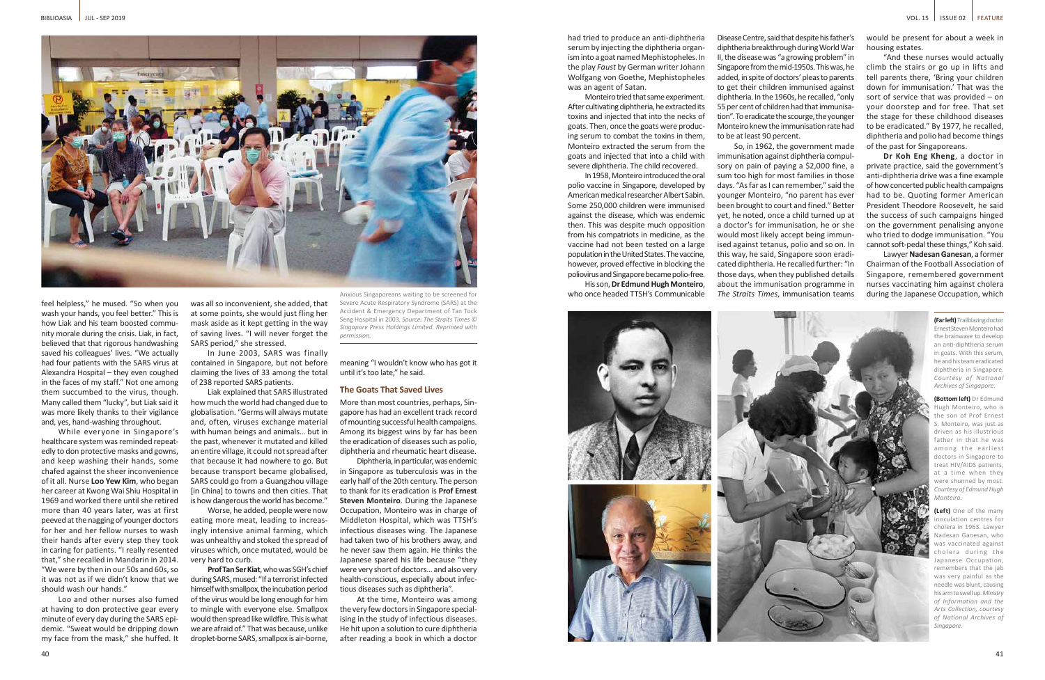feel helpless," he mused. "So when you wash your hands, you feel better." This is how Liak and his team boosted community morale during the crisis. Liak, in fact, believed that that rigorous handwashing saved his colleagues' lives. "We actually had four patients with the SARS virus at Alexandra Hospital – they even coughed in the faces of my staff." Not one among them succumbed to the virus, though. Many called them "lucky", but Liak said it was more likely thanks to their vigilance and, yes, hand-washing throughout.

While everyone in Singapore's healthcare system was reminded repeatedly to don protective masks and gowns, and keep washing their hands, some chafed against the sheer inconvenience of it all. Nurse **Loo Yew Kim**, who began her career at Kwong Wai Shiu Hospital in 1969 and worked there until she retired more than 40 years later, was at first peeved at the nagging of younger doctors for her and her fellow nurses to wash their hands after every step they took in caring for patients. "I really resented that," she recalled in Mandarin in 2014. "We were by then in our 50s and 60s, so it was not as if we didn't know that we should wash our hands."

Loo and other nurses also fumed at having to don protective gear every minute of every day during the SARS epidemic. "Sweat would be dripping down my face from the mask," she huffed. It was all so inconvenient, she added, that at some points, she would just fling her mask aside as it kept getting in the way of saving lives. "I will never forget the SARS period," she stressed.

In June 2003, SARS was finally contained in Singapore, but not before claiming the lives of 33 among the total of 238 reported SARS patients.

Liak explained that SARS illustrated how much the world had changed due to globalisation. "Germs will always mutate and, often, viruses exchange material with human beings and animals… but in the past, whenever it mutated and killed an entire village, it could not spread after that because it had nowhere to go. But because transport became globalised, SARS could go from a Guangzhou village [in China] to towns and then cities. That is how dangerous the world has become."

Worse, he added, people were now eating more meat, leading to increasingly intensive animal farming, which was unhealthy and stoked the spread of viruses which, once mutated, would be very hard to curb.

**Prof Tan Ser Kiat**, who was SGH's chief during SARS, mused: "If a terrorist infected himself with smallpox, the incubation period of the virus would be long enough for him to mingle with everyone else. Smallpox would then spread like wildfire. This is what we are afraid of." That was because, unlike droplet-borne SARS, smallpox is air-borne, meaning "I wouldn't know who has got it until it's too late," he said.

Anxious Singaporeans waiting to be screened for Severe Acute Respiratory Syndrome (SARS) at the Accident & Emergency Department of Tan Tock Seng Hospital in 2003. *Source: The Straits Times © Singapore Press Holdings Limited. Reprinted with permission.*

## The Goats That Saved Lives

More than most countries, perhaps, Singapore has had an excellent track record of mounting successful health campaigns. Among its biggest wins by far has been the eradication of diseases such as polio, diphtheria and rheumatic heart disease.

Diphtheria, in particular, was endemic in Singapore as tuberculosis was in the early half of the 20th century. The person to thank for its eradication is **Prof Ernest Steven Monteiro**. During the Japanese Occupation, Monteiro was in charge of Middleton Hospital, which was TTSH's infectious diseases wing. The Japanese had taken two of his brothers away, and he never saw them again. He thinks the Japanese spared his life because "they were very short of doctors… and also very health-conscious, especially about infectious diseases such as diphtheria".

At the time, Monteiro was among the very few doctors in Singapore specialising in the study of infectious diseases. He hit upon a solution to cure diphtheria after reading a book in which a doctor had tried to produce an anti-diphtheria serum by injecting the diphtheria organism into a goat named Mephistopheles. In the play *Faust* by German writer Johann Wolfgang von Goethe, Mephistopheles was an agent of Satan.

Monteiro tried that same experiment. After cultivating diphtheria, he extracted its toxins and injected that into the necks of goats. Then, once the goats were producing serum to combat the toxins in them, Monteiro extracted the serum from the goats and injected that into a child with severe diphtheria. The child recovered.

In 1958, Monteiro introduced the oral polio vaccine in Singapore, developed by American medical researcher Albert Sabin. Some 250,000 children were immunised against the disease, which was endemic then. This was despite much opposition from his compatriots in medicine, as the vaccine had not been tested on a large population in the United States. The vaccine, however, proved effective in blocking the poliovirus and Singapore became polio-free.

His son, **Dr Edmund Hugh Monteiro**, who once headed TTSH's Communicable Disease Centre, said that despite his father's diphtheria breakthrough during World War II, the disease was "a growing problem" in Singapore from the mid-1950s. This was, he added, in spite of doctors' pleas to parents to get their children immunised against diphtheria. In the 1960s, he recalled, "only 55 per cent of children had that immunisation". To eradicate the scourge, the younger Monteiro knew the immunisation rate had to be at least 90 percent.

So, in 1962, the government made immunisation against diphtheria compulsory on pain of paying a $2,000 fine, a sum too high for most families in those days. "As far as I can remember," said the younger Monteiro, "no parent has ever been brought to court and fined." Better yet, he noted, once a child turned up at a doctor's for immunisation, he or she would most likely accept being immunised against tetanus, polio and so on. In this way, he said, Singapore soon eradicated diphtheria. He recalled further: "In those days, when they published details about the immunisation programme in *The Straits Times*, immunisation teams would be present for about a week in housing estates.

"And these nurses would actually climb the stairs or go up in lifts and tell parents there, 'Bring your children down for immunisation.' That was the sort of service that was provided – on your doorstep and for free. That set the stage for these childhood diseases to be eradicated." By 1977, he recalled, diphtheria and polio had become things of the past for Singaporeans.

**Dr Koh Eng Kheng**, a doctor in private practice, said the government's anti-diphtheria drive was a fine example of how concerted public health campaigns had to be. Quoting former American President Theodore Roosevelt, he said the success of such campaigns hinged on the government penalising anyone who tried to dodge immunisation. "You cannot soft-pedal these things," Koh said.

Lawyer **Nadesan Ganesan**, a former Chairman of the Football Association of Singapore, remembered government nurses vaccinating him against cholera during the Japanese Occupation, which

**(Far left)** Trailblazing doctor Ernest Steven Monteiro had the brainwave to develop an anti-diphtheria serum in goats. With this serum, he and his team eradicated diphtheria in Singapore. *Courtesy of National Archives of Singapore.*

**(Bottom left)** Dr Edmund Hugh Monteiro, who is the son of Prof Ernest S. Monteiro, was just as driven as his illustrious father in that he was among the earliest doctors in Singapore to treat HIV/AIDS patients, at a time when they were shunned by most. *Courtesy of Edmund Hugh Monteiro.*

**(Left)** One of the many inoculation centres for cholera in 1963. Lawyer Nadesan Ganesan, who was vaccinated against cholera during the Japanese Occupation, remembers that the jab was very painful as the needle was blunt, causing his arm to swell up. *Ministry of Information and the Arts Collection, courtesy of National Archives of Singapore.*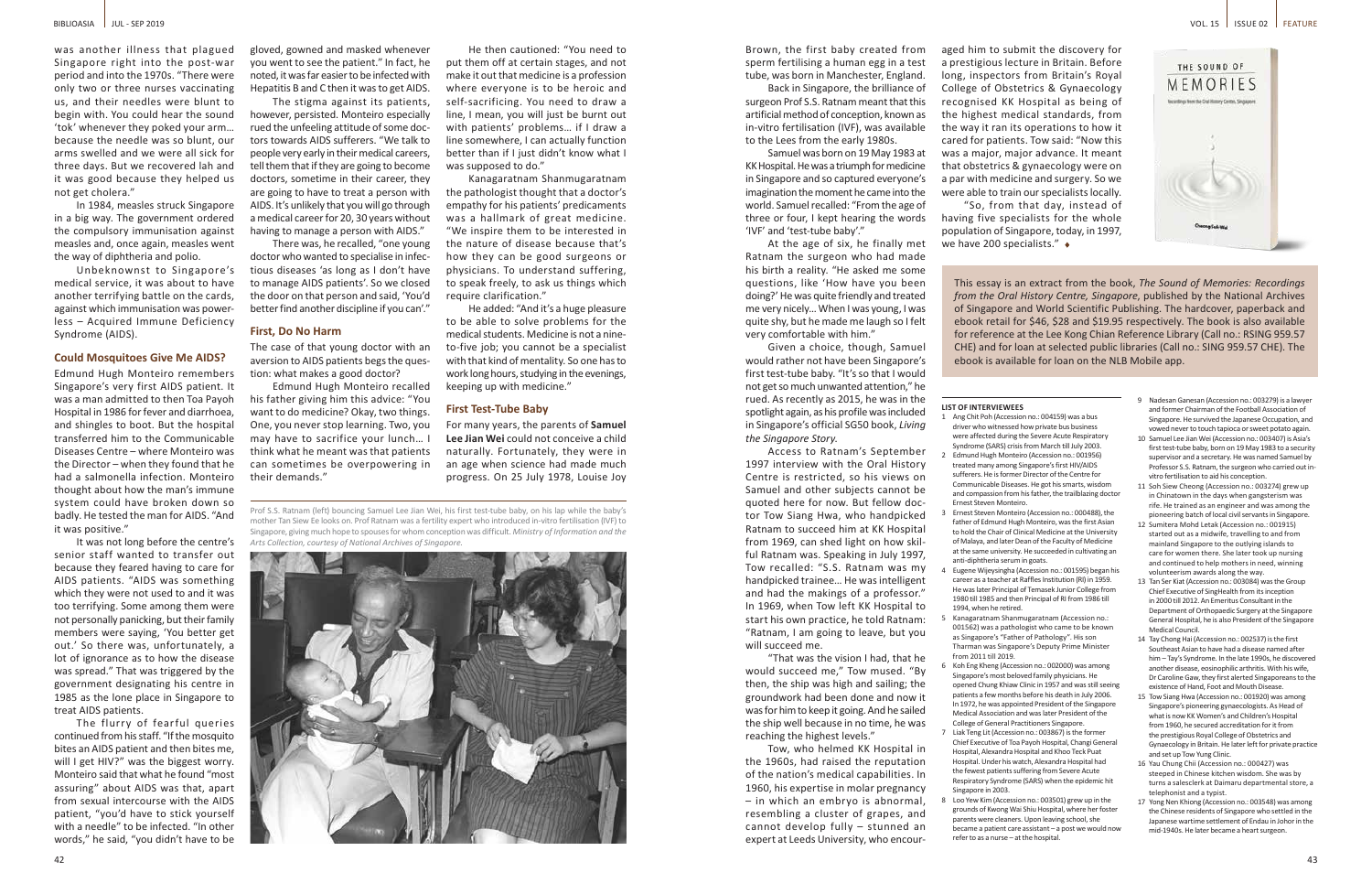was another illness that plagued Singapore right into the post-war period and into the 1970s. "There were only two or three nurses vaccinating us, and their needles were blunt to begin with. You could hear the sound 'tok' whenever they poked your arm… because the needle was so blunt, our arms swelled and we were all sick for three days. But we recovered lah and it was good because they helped us not get cholera."

In 1984, measles struck Singapore in a big way. The government ordered the compulsory immunisation against measles and, once again, measles went the way of diphtheria and polio.

Unbeknownst to Singapore's medical service, it was about to have another terrifying battle on the cards, against which immunisation was powerless – Acquired Immune Deficiency Syndrome (AIDS).

### Could Mosquitoes Give Me AIDS?

Edmund Hugh Monteiro remembers Singapore's very first AIDS patient. It was a man admitted to then Toa Payoh Hospital in 1986 for fever and diarrhoea, and shingles to boot. But the hospital transferred him to the Communicable Diseases Centre – where Monteiro was the Director – when they found that he had a salmonella infection. Monteiro thought about how the man's immune system could have broken down so badly. He tested the man for AIDS. "And it was positive."

It was not long before the centre's senior staff wanted to transfer out because they feared having to care for AIDS patients. "AIDS was something which they were not used to and it was too terrifying. Some among them were not personally panicking, but their family members were saying, 'You better get out.' So there was, unfortunately, a lot of ignorance as to how the disease was spread." That was triggered by the government designating his centre in 1985 as the lone place in Singapore to treat AIDS patients.

The flurry of fearful queries continued from his staff. "If the mosquito bites an AIDS patient and then bites me, will I get HIV?" was the biggest worry. Monteiro said that what he found "most assuring" about AIDS was that, apart from sexual intercourse with the AIDS patient, "you'd have to stick yourself with a needle" to be infected. "In other words," he said, "you didn't have to be gloved, gowned and masked whenever you went to see the patient." In fact, he noted, it was far easier to be infected with Hepatitis B and C then it was to get AIDS.

The stigma against its patients, however, persisted. Monteiro especially rued the unfeeling attitude of some doctors towards AIDS sufferers. "We talk to people very early in their medical careers, tell them that if they are going to become doctors, sometime in their career, they are going to have to treat a person with AIDS. It's unlikely that you will go through a medical career for 20, 30 years without having to manage a person with AIDS."

There was, he recalled, "one young doctor who wanted to specialise in infectious diseases 'as long as I don't have to manage AIDS patients'. So we closed the door on that person and said, 'You'd better find another discipline if you can'."

### First, Do No Harm

The case of that young doctor with an aversion to AIDS patients begs the question: what makes a good doctor?

Edmund Hugh Monteiro recalled his father giving him this advice: "You want to do medicine? Okay, two things. One, you never stop learning. Two, you may have to sacrifice your lunch… I think what he meant was that patients can sometimes be overpowering in their demands."

He then cautioned: "You need to put them off at certain stages, and not make it out that medicine is a profession where everyone is to be heroic and self-sacrificing. You need to draw a line, I mean, you will just be burnt out with patients' problems… if I draw a line somewhere, I can actually function better than if I just didn't know what I was supposed to do."

Kanagaratnam Shanmugaratnam the pathologist thought that a doctor's empathy for his patients' predicaments was a hallmark of great medicine. "We inspire them to be interested in the nature of disease because that's how they can be good surgeons or physicians. To understand suffering, to speak freely, to ask us things which require clarification."

He added: "And it's a huge pleasure to be able to solve problems for the medical students. Medicine is not a nine-to-five job; you cannot be a specialist with that kind of mentality. So one has to work long hours, studying in the evenings, keeping up with medicine."

### First Test-Tube Baby

For many years, the parents of **Samuel Lee Jian Wei** could not conceive a child naturally. Fortunately, they were in an age when science had made much progress. On 25 July 1978, Louise Joy Brown, the first baby created from sperm fertilising a human egg in a test tube, was born in Manchester, England.

Prof S.S. Ratnam (left) bouncing Samuel Lee Jian Wei, his first test-tube baby, on his lap while the baby's mother Tan Siew Ee looks on. Prof Ratnam was a fertility expert who introduced in-vitro fertilisation (IVF) to Singapore, giving much hope to spouses for whom conception was difficult. *Ministry of Information and the Arts Collection, courtesy of National Archives of Singapore.*

Back in Singapore, the brilliance of surgeon Prof S.S. Ratnam meant that this artificial method of conception, known as in-vitro fertilisation (IVF), was available to the Lees from the early 1980s.

Samuel was born on 19 May 1983 at KK Hospital. He was a triumph for medicine in Singapore and so captured everyone's imagination the moment he came into the world. Samuel recalled: "From the age of three or four, I kept hearing the words 'IVF' and 'test-tube baby'."

At the age of six, he finally met Ratnam the surgeon who had made his birth a reality. "He asked me some questions, like 'How have you been doing?' He was quite friendly and treated me very nicely… When I was young, I was quite shy, but he made me laugh so I felt very comfortable with him."

Given a choice, though, Samuel would rather not have been Singapore's first test-tube baby. "It's so that I would not get so much unwanted attention," he rued. As recently as 2015, he was in the spotlight again, as his profile was included in Singapore's official SG50 book, *Living the Singapore Story*.

Access to Ratnam's September 1997 interview with the Oral History Centre is restricted, so his views on Samuel and other subjects cannot be quoted here for now. But fellow doctor Tow Siang Hwa, who handpicked Ratnam to succeed him at KK Hospital from 1969, can shed light on how skilful Ratnam was. Speaking in July 1997, Tow recalled: "S.S. Ratnam was my handpicked trainee… He was intelligent and had the makings of a professor." In 1969, when Tow left KK Hospital to start his own practice, he told Ratnam: "Ratnam, I am going to leave, but you will succeed me.

"That was the vision I had, that he would succeed me," Tow mused. "By then, the ship was high and sailing; the groundwork had been done and now it was for him to keep it going. And he sailed the ship well because in no time, he was reaching the highest levels."

Tow, who helmed KK Hospital in the 1960s, had raised the reputation of the nation's medical capabilities. In 1960, his expertise in molar pregnancy – in which an embryo is abnormal, resembling a cluster of grapes, and cannot develop fully – stunned an expert at Leeds University, who encouraged him to submit the discovery for a prestigious lecture in Britain. Before long, inspectors from Britain's Royal College of Obstetrics & Gynaecology recognised KK Hospital as being of the highest medical standards, from the way it ran its operations to how it cared for patients. Tow said: "Now this was a major, major advance. It meant that obstetrics & gynaecology were on a par with medicine and surgery. So we were able to train our specialists locally.

"So, from that day, instead of having five specialists for the whole population of Singapore, today, in 1997, we have 200 specialists." ♦

This essay is an extract from the book, *The Sound of Memories: Recordings from the Oral History Centre, Singapore*, published by the National Archives of Singapore and World Scientific Publishing. The hardcover, paperback and ebook retail for $46, $28 and $19.95 respectively. The book is also available for reference at the Lee Kong Chian Reference Library (Call no.: RSING 959.57 CHE) and for loan at selected public libraries (Call no.: SING 959.57 CHE). The ebook is available for loan on the NLB Mobile app.

#### LIST OF INTERVIEWEES

1. Ang Chit Poh (Accession no.: 004159) was a bus driver who witnessed how private bus business were affected during the Severe Acute Respiratory Syndrome (SARS) crisis from March till July 2003.
2. Edmund Hugh Monteiro (Accession no.: 001956) treated many among Singapore's first HIV/AIDS sufferers. He is former Director of the Centre for Communicable Diseases. He got his smarts, wisdom and compassion from his father, the trailblazing doctor Ernest Steven Monteiro.
3. Ernest Steven Monteiro (Accession no.: 000488), the father of Edmund Hugh Monteiro, was the first Asian to hold the Chair of Clinical Medicine at the University of Malaya, and later Dean of the Faculty of Medicine at the same university. He succeeded in cultivating an anti-diphtheria serum in goats.
4. Eugene Wijeysingha (Accession no.: 001595) began his career as a teacher at Raffles Institution (RI) in 1959. He was later Principal of Temasek Junior College from 1980 till 1985 and then Principal of RI from 1986 till 1994, when he retired.
5. Kanagaratnam Shanmugaratnam (Accession no.: 001562) was a pathologist who came to be known as Singapore's "Father of Pathology". His son Tharman was Singapore's Deputy Prime Minister from 2011 till 2019.
6. Koh Eng Kheng (Accession no.: 002000) was among Singapore's most beloved family physicians. He opened Chung Khiaw Clinic in 1957 and was still seeing patients a few months before his death in July 2006. In 1972, he was appointed President of the Singapore Medical Association and was later President of the College of General Practitioners Singapore.
7. Liak Teng Lit (Accession no.: 003867) is the former Chief Executive of Toa Payoh Hospital, Changi General Hospital, Alexandra Hospital and Khoo Teck Puat Hospital. Under his watch, Alexandra Hospital had the fewest patients suffering from Severe Acute Respiratory Syndrome (SARS) when the epidemic hit Singapore in 2003.
8. Loo Yew Kim (Accession no.: 003501) grew up in the grounds of Kwong Wai Shiu Hospital, where her foster parents were cleaners. Upon leaving school, she became a patient care assistant – a post we would now refer to as a nurse – at the hospital.
9. Nadesan Ganesan (Accession no.: 003279) is a lawyer and former Chairman of the Football Association of Singapore. He survived the Japanese Occupation, and vowed never to touch tapioca or sweet potato again.
10. Samuel Lee Jian Wei (Accession no.: 003407) is Asia's first test-tube baby, born on 19 May 1983 to a security supervisor and a secretary. He was named Samuel by Professor S.S. Ratnam, the surgeon who carried out in-vitro fertilisation to aid his conception.
11. Soh Siew Cheong (Accession no.: 003274) grew up in Chinatown in the days when gangsterism was rife. He trained as an engineer and was among the pioneering batch of local civil servants in Singapore.
12. Sumitera Mohd Letak (Accession no.: 001915) started out as a midwife, travelling to and from mainland Singapore to the outlying islands to care for women there. She later took up nursing and continued to help mothers in need, winning volunteerism awards along the way.
13. Tan Ser Kiat (Accession no.: 003084) was the Group Chief Executive of SingHealth from its inception in 2000 till 2012. An Emeritus Consultant in the Department of Orthopaedic Surgery at the Singapore General Hospital, he is also President of the Singapore Medical Council.
14. Tay Chong Hai (Accession no.: 002537) is the first Southeast Asian to have had a disease named after him – Tay's Syndrome. In the late 1990s, he discovered another disease, eosinophilic arthritis. With his wife, Dr Caroline Gaw, they first alerted Singaporeans to the existence of Hand, Foot and Mouth Disease.
15. Tow Siang Hwa (Accession no.: 001920) was among Singapore's pioneering gynaecologists. As Head of what is now KK Women's and Children's Hospital from 1960, he secured accreditation for it from the prestigious Royal College of Obstetrics and Gynaecology in Britain. He later left for private practice and set up Tow Yung Clinic.
16. Yau Chung Chii (Accession no.: 000427) was steeped in Chinese kitchen wisdom. She was by turns a salesclerk at Daimaru departmental store, a telephonist and a typist.
17. Yong Nen Khiong (Accession no.: 003548) was among the Chinese residents of Singapore who settled in the Japanese wartime settlement of Endau in Johor in the mid-1940s. He later became a heart surgeon.